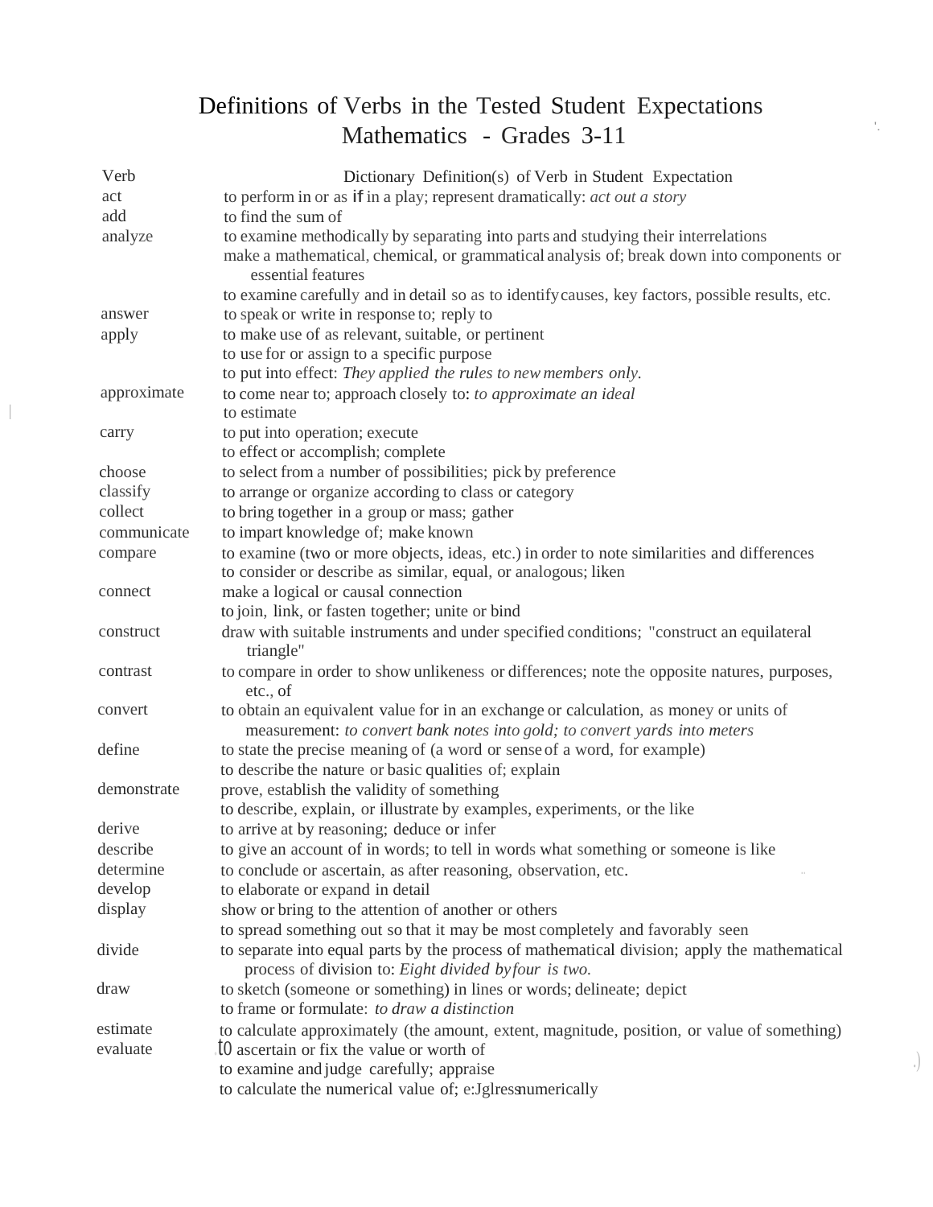# Definitions of Verbs in the Tested Student Expectations
## Mathematics - Grades 3-11

| Verb | Dictionary Definition(s) of Verb in Student Expectation |
|---|---|
| act | to perform in or as if in a play; represent dramatically: *act out a story* |
| add | to find the sum of |
| analyze | to examine methodically by separating into parts and studying their interrelations |
| | make a mathematical, chemical, or grammatical analysis of; break down into components or essential features |
| | to examine carefully and in detail so as to identify causes, key factors, possible results, etc. |
| answer | to speak or write in response to; reply to |
| apply | to make use of as relevant, suitable, or pertinent |
| | to use for or assign to a specific purpose |
| | to put into effect: *They applied the rules to new members only.* |
| approximate | to come near to; approach closely to: *to approximate an ideal* |
| | to estimate |
| carry | to put into operation; execute |
| | to effect or accomplish; complete |
| choose | to select from a number of possibilities; pick by preference |
| classify | to arrange or organize according to class or category |
| collect | to bring together in a group or mass; gather |
| communicate | to impart knowledge of; make known |
| compare | to examine (two or more objects, ideas, etc.) in order to note similarities and differences |
| | to consider or describe as similar, equal, or analogous; liken |
| connect | make a logical or causal connection |
| | to join, link, or fasten together; unite or bind |
| construct | draw with suitable instruments and under specified conditions; "construct an equilateral triangle" |
| contrast | to compare in order to show unlikeness or differences; note the opposite natures, purposes, etc., of |
| convert | to obtain an equivalent value for in an exchange or calculation, as money or units of measurement: *to convert bank notes into gold; to convert yards into meters* |
| define | to state the precise meaning of (a word or sense of a word, for example) |
| | to describe the nature or basic qualities of; explain |
| demonstrate | prove, establish the validity of something |
| | to describe, explain, or illustrate by examples, experiments, or the like |
| derive | to arrive at by reasoning; deduce or infer |
| describe | to give an account of in words; to tell in words what something or someone is like |
| determine | to conclude or ascertain, as after reasoning, observation, etc. |
| develop | to elaborate or expand in detail |
| display | show or bring to the attention of another or others |
| | to spread something out so that it may be most completely and favorably seen |
| divide | to separate into equal parts by the process of mathematical division; apply the mathematical process of division to: *Eight divided by four is two.* |
| draw | to sketch (someone or something) in lines or words; delineate; depict |
| | to frame or formulate: *to draw a distinction* |
| estimate | to calculate approximately (the amount, extent, magnitude, position, or value of something) |
| evaluate | to ascertain or fix the value or worth of |
| | to examine and judge carefully; appraise |
| | to calculate the numerical value of; e:Jglressnumerically |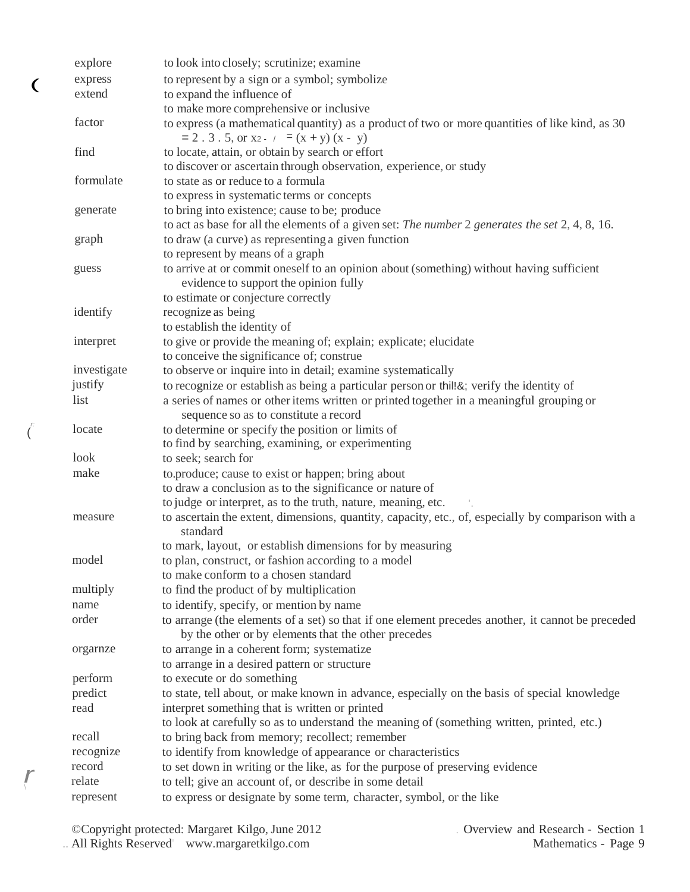| | |
|---|---|
| explore | to look into closely; scrutinize; examine |
| express | to represent by a sign or a symbol; symbolize |
| extend | to expand the influence of<br>to make more comprehensive or inclusive |
| factor | to express (a mathematical quantity) as a product of two or more quantities of like kind, as 30 = 2 . 3 . 5, or $x^2 - y^2 = (x + y)(x - y)$ |
| find | to locate, attain, or obtain by search or effort<br>to discover or ascertain through observation, experience, or study |
| formulate | to state as or reduce to a formula<br>to express in systematic terms or concepts |
| generate | to bring into existence; cause to be; produce<br>to act as base for all the elements of a given set: *The number* 2 *generates the set* 2, 4, 8, 16. |
| graph | to draw (a curve) as representing a given function<br>to represent by means of a graph |
| guess | to arrive at or commit oneself to an opinion about (something) without having sufficient evidence to support the opinion fully<br>to estimate or conjecture correctly |
| identify | recognize as being<br>to establish the identity of |
| interpret | to give or provide the meaning of; explain; explicate; elucidate<br>to conceive the significance of; construe |
| investigate | to observe or inquire into in detail; examine systematically |
| justify | to recognize or establish as being a particular person or thil!&; verify the identity of |
| list | a series of names or other items written or printed together in a meaningful grouping or sequence so as to constitute a record |
| locate | to determine or specify the position or limits of<br>to find by searching, examining, or experimenting |
| look | to seek; search for |
| make | to.produce; cause to exist or happen; bring about<br>to draw a conclusion as to the significance or nature of<br>to judge or interpret, as to the truth, nature, meaning, etc. |
| measure | to ascertain the extent, dimensions, quantity, capacity, etc., of, especially by comparison with a standard<br>to mark, layout, or establish dimensions for by measuring |
| model | to plan, construct, or fashion according to a model<br>to make conform to a chosen standard |
| multiply | to find the product of by multiplication |
| name | to identify, specify, or mention by name |
| order | to arrange (the elements of a set) so that if one element precedes another, it cannot be preceded by the other or by elements that the other precedes |
| orgarnze | to arrange in a coherent form; systematize<br>to arrange in a desired pattern or structure |
| perform | to execute or do something |
| predict | to state, tell about, or make known in advance, especially on the basis of special knowledge |
| read | interpret something that is written or printed<br>to look at carefully so as to understand the meaning of (something written, printed, etc.) |
| recall | to bring back from memory; recollect; remember |
| recognize | to identify from knowledge of appearance or characteristics |
| record | to set down in writing or the like, as for the purpose of preserving evidence |
| relate | to tell; give an account of, or describe in some detail |
| represent | to express or designate by some term, character, symbol, or the like |

©Copyright protected: Margaret Kilgo, June 2012
All Rights Reserved www.margaretkilgo.com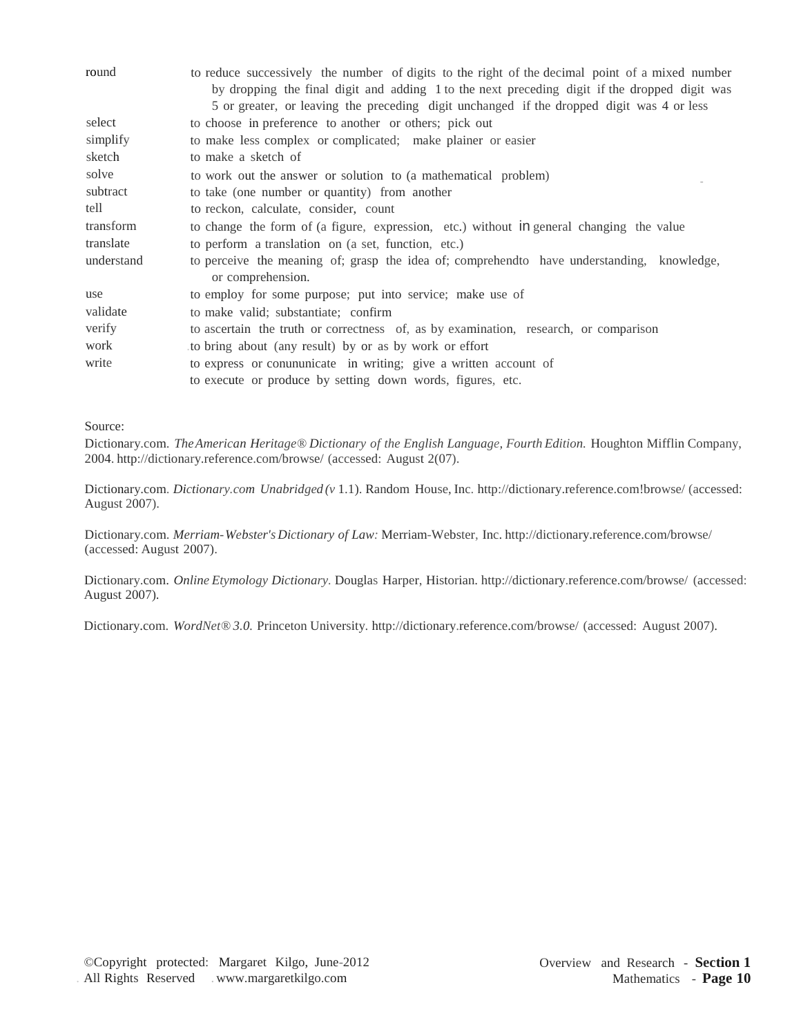| | |
|---|---|
| round | to reduce successively the number of digits to the right of the decimal point of a mixed number by dropping the final digit and adding 1 to the next preceding digit if the dropped digit was 5 or greater, or leaving the preceding digit unchanged if the dropped digit was 4 or less |
| select | to choose in preference to another or others; pick out |
| simplify | to make less complex or complicated; make plainer or easier |
| sketch | to make a sketch of |
| solve | to work out the answer or solution to (a mathematical problem) |
| subtract | to take (one number or quantity) from another |
| tell | to reckon, calculate, consider, count |
| transform | to change the form of (a figure, expression, etc.) without in general changing the value |
| translate | to perform a translation on (a set, function, etc.) |
| understand | to perceive the meaning of; grasp the idea of; comprehendto have understanding, knowledge, or comprehension. |
| use | to employ for some purpose; put into service; make use of |
| validate | to make valid; substantiate; confirm |
| verify | to ascertain the truth or correctness of, as by examination, research, or comparison |
| work | to bring about (any result) by or as by work or effort |
| write | to express or conununicate in writing; give a written account of<br>to execute or produce by setting down words, figures, etc. |

Source:

Dictionary.com. *The American Heritage® Dictionary of the English Language, Fourth Edition.* Houghton Mifflin Company, 2004. http://dictionary.reference.com/browse/ (accessed: August 2(07).

Dictionary.com. *Dictionary.com Unabridged (v* 1.1). Random House, Inc. http://dictionary.reference.com!browse/ (accessed: August 2007).

Dictionary.com. *Merriam-Webster's Dictionary of Law:* Merriam-Webster, Inc. http://dictionary.reference.com/browse/ (accessed: August 2007).

Dictionary.com. *Online Etymology Dictionary.* Douglas Harper, Historian. http://dictionary.reference.com/browse/ (accessed: August 2007).

Dictionary.com. *WordNet® 3.0.* Princeton University. http://dictionary.reference.com/browse/ (accessed: August 2007).